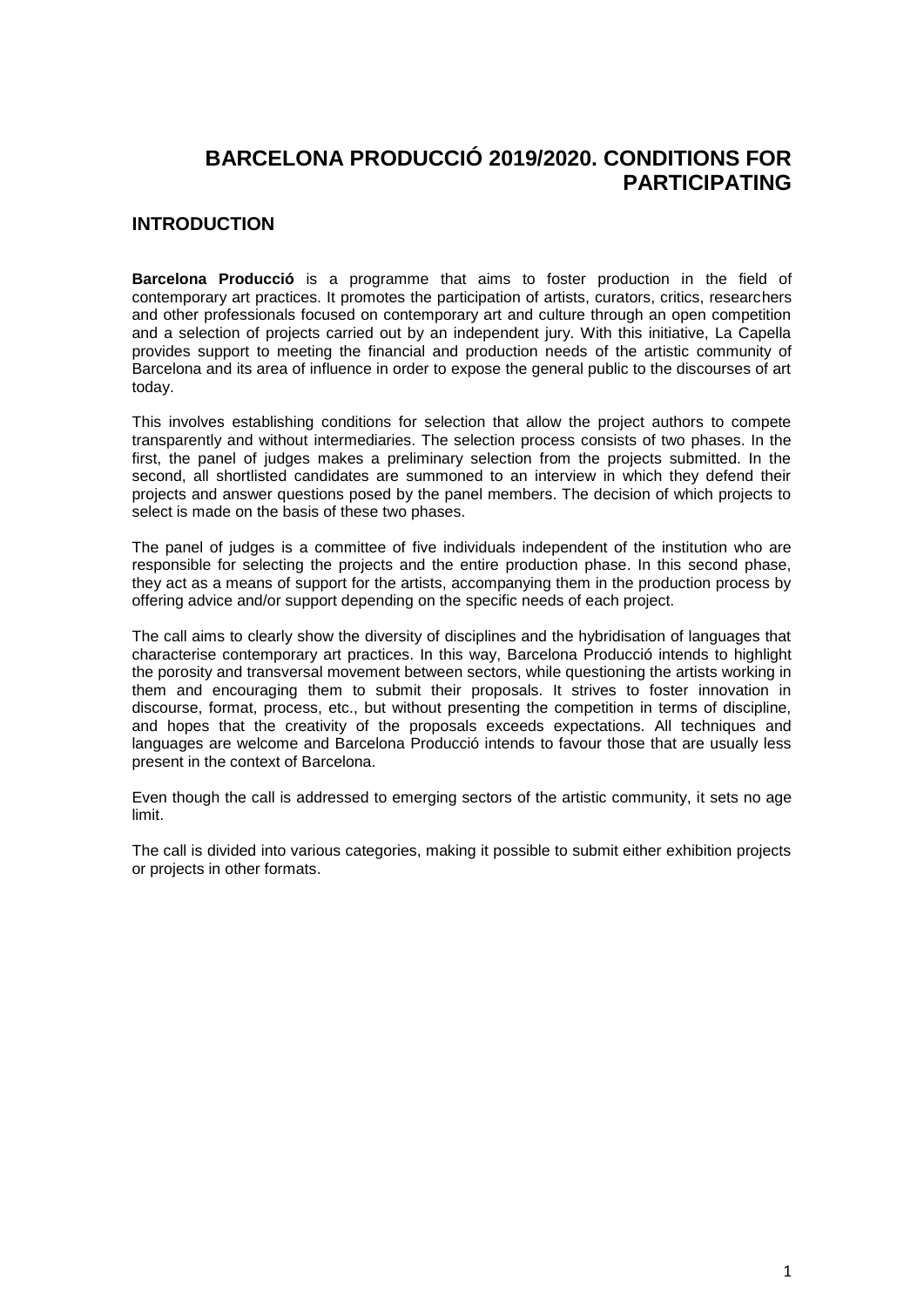# BARCELONA PRODUCCIÓ 2019/2020. CONDITIONS FOR PARTICIPATING

## INTRODUCTION

**Barcelona Producció** is a programme that aims to foster production in the field of contemporary art practices. It promotes the participation of artists, curators, critics, researchers and other professionals focused on contemporary art and culture through an open competition and a selection of projects carried out by an independent jury. With this initiative, La Capella provides support to meeting the financial and production needs of the artistic community of Barcelona and its area of influence in order to expose the general public to the discourses of art today.

This involves establishing conditions for selection that allow the project authors to compete transparently and without intermediaries. The selection process consists of two phases. In the first, the panel of judges makes a preliminary selection from the projects submitted. In the second, all shortlisted candidates are summoned to an interview in which they defend their projects and answer questions posed by the panel members. The decision of which projects to select is made on the basis of these two phases.

The panel of judges is a committee of five individuals independent of the institution who are responsible for selecting the projects and the entire production phase. In this second phase, they act as a means of support for the artists, accompanying them in the production process by offering advice and/or support depending on the specific needs of each project.

The call aims to clearly show the diversity of disciplines and the hybridisation of languages that characterise contemporary art practices. In this way, Barcelona Producció intends to highlight the porosity and transversal movement between sectors, while questioning the artists working in them and encouraging them to submit their proposals. It strives to foster innovation in discourse, format, process, etc., but without presenting the competition in terms of discipline, and hopes that the creativity of the proposals exceeds expectations. All techniques and languages are welcome and Barcelona Producció intends to favour those that are usually less present in the context of Barcelona.

Even though the call is addressed to emerging sectors of the artistic community, it sets no age limit.

The call is divided into various categories, making it possible to submit either exhibition projects or projects in other formats.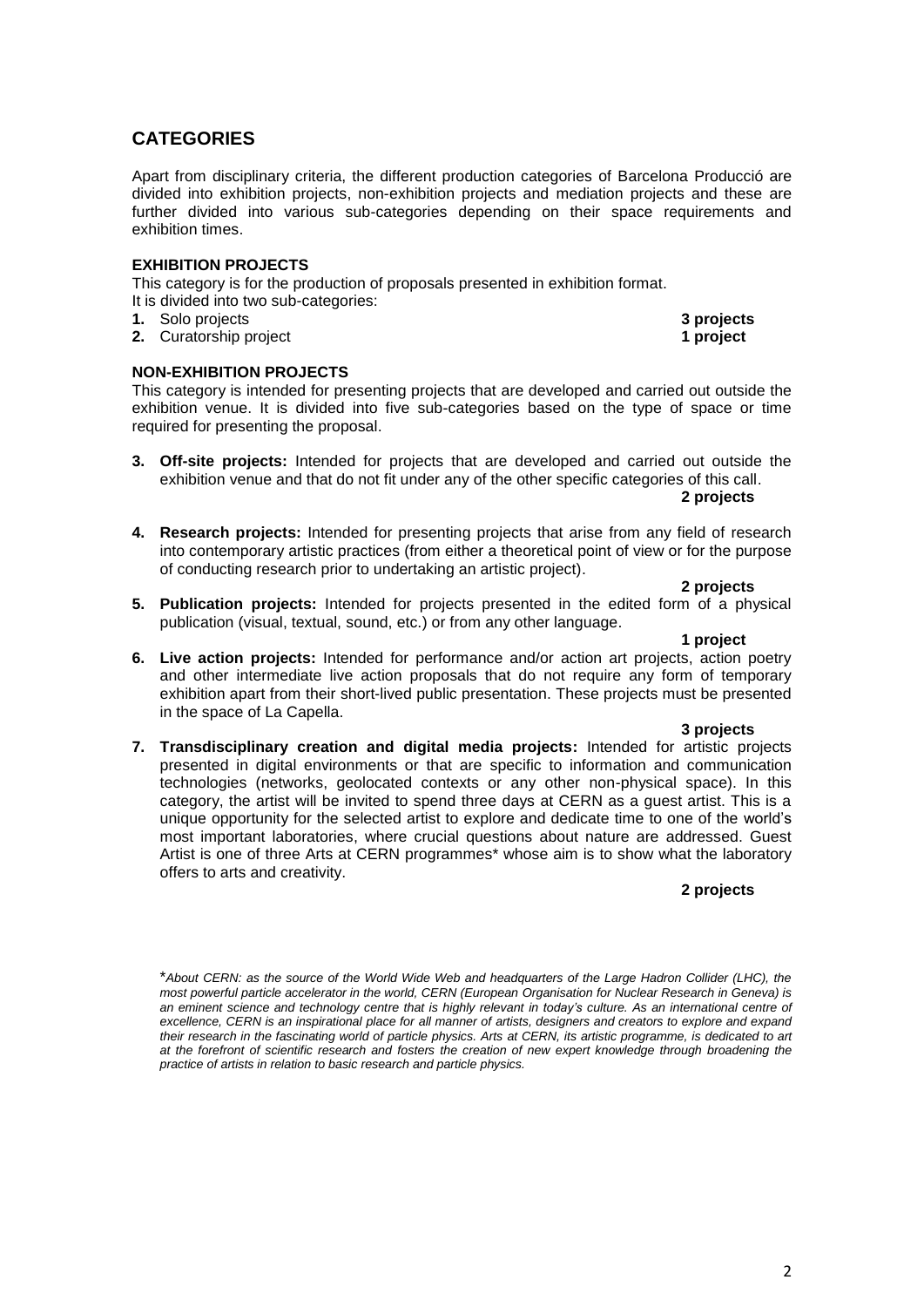## CATEGORIES

Apart from disciplinary criteria, the different production categories of Barcelona Producció are divided into exhibition projects, non-exhibition projects and mediation projects and these are further divided into various sub-categories depending on their space requirements and exhibition times.

### EXHIBITION PROJECTS

This category is for the production of proposals presented in exhibition format.
It is divided into two sub-categories:

1. Solo projects **3 projects**
2. Curatorship project **1 project**

### NON-EXHIBITION PROJECTS

This category is intended for presenting projects that are developed and carried out outside the exhibition venue. It is divided into five sub-categories based on the type of space or time required for presenting the proposal.

3. **Off-site projects:** Intended for projects that are developed and carried out outside the exhibition venue and that do not fit under any of the other specific categories of this call.
   **2 projects**

4. **Research projects:** Intended for presenting projects that arise from any field of research into contemporary artistic practices (from either a theoretical point of view or for the purpose of conducting research prior to undertaking an artistic project).
   **2 projects**

5. **Publication projects:** Intended for projects presented in the edited form of a physical publication (visual, textual, sound, etc.) or from any other language.
   **1 project**

6. **Live action projects:** Intended for performance and/or action art projects, action poetry and other intermediate live action proposals that do not require any form of temporary exhibition apart from their short-lived public presentation. These projects must be presented in the space of La Capella.
   **3 projects**

7. **Transdisciplinary creation and digital media projects:** Intended for artistic projects presented in digital environments or that are specific to information and communication technologies (networks, geolocated contexts or any other non-physical space). In this category, the artist will be invited to spend three days at CERN as a guest artist. This is a unique opportunity for the selected artist to explore and dedicate time to one of the world's most important laboratories, where crucial questions about nature are addressed. Guest Artist is one of three Arts at CERN programmes* whose aim is to show what the laboratory offers to arts and creativity.
   **2 projects**

*\*About CERN: as the source of the World Wide Web and headquarters of the Large Hadron Collider (LHC), the most powerful particle accelerator in the world, CERN (European Organisation for Nuclear Research in Geneva) is an eminent science and technology centre that is highly relevant in today's culture. As an international centre of excellence, CERN is an inspirational place for all manner of artists, designers and creators to explore and expand their research in the fascinating world of particle physics. Arts at CERN, its artistic programme, is dedicated to art at the forefront of scientific research and fosters the creation of new expert knowledge through broadening the practice of artists in relation to basic research and particle physics.*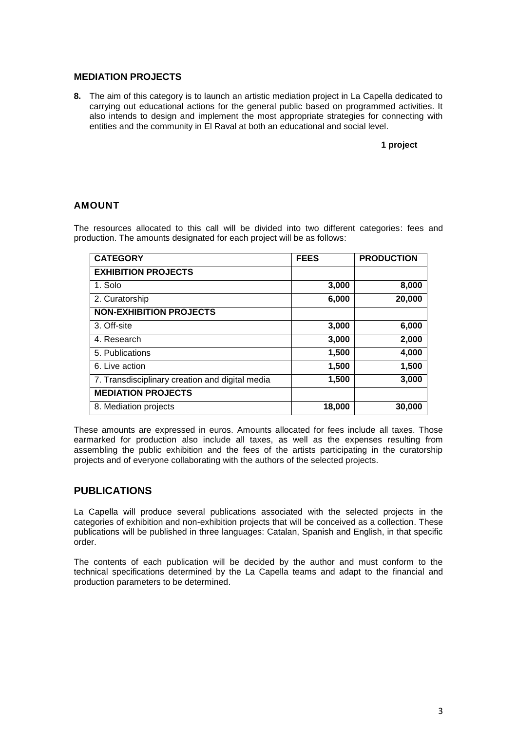## MEDIATION PROJECTS

**8.** The aim of this category is to launch an artistic mediation project in La Capella dedicated to carrying out educational actions for the general public based on programmed activities. It also intends to design and implement the most appropriate strategies for connecting with entities and the community in El Raval at both an educational and social level.

**1 project**

## AMOUNT

The resources allocated to this call will be divided into two different categories: fees and production. The amounts designated for each project will be as follows:

| CATEGORY | FEES | PRODUCTION |
|---|---|---|
| **EXHIBITION PROJECTS** | | |
| 1. Solo | **3,000** | **8,000** |
| 2. Curatorship | **6,000** | **20,000** |
| **NON-EXHIBITION PROJECTS** | | |
| 3. Off-site | **3,000** | **6,000** |
| 4. Research | **3,000** | **2,000** |
| 5. Publications | **1,500** | **4,000** |
| 6. Live action | **1,500** | **1,500** |
| 7. Transdisciplinary creation and digital media | **1,500** | **3,000** |
| **MEDIATION PROJECTS** | | |
| 8. Mediation projects | **18,000** | **30,000** |

These amounts are expressed in euros. Amounts allocated for fees include all taxes. Those earmarked for production also include all taxes, as well as the expenses resulting from assembling the public exhibition and the fees of the artists participating in the curatorship projects and of everyone collaborating with the authors of the selected projects.

## PUBLICATIONS

La Capella will produce several publications associated with the selected projects in the categories of exhibition and non-exhibition projects that will be conceived as a collection. These publications will be published in three languages: Catalan, Spanish and English, in that specific order.

The contents of each publication will be decided by the author and must conform to the technical specifications determined by the La Capella teams and adapt to the financial and production parameters to be determined.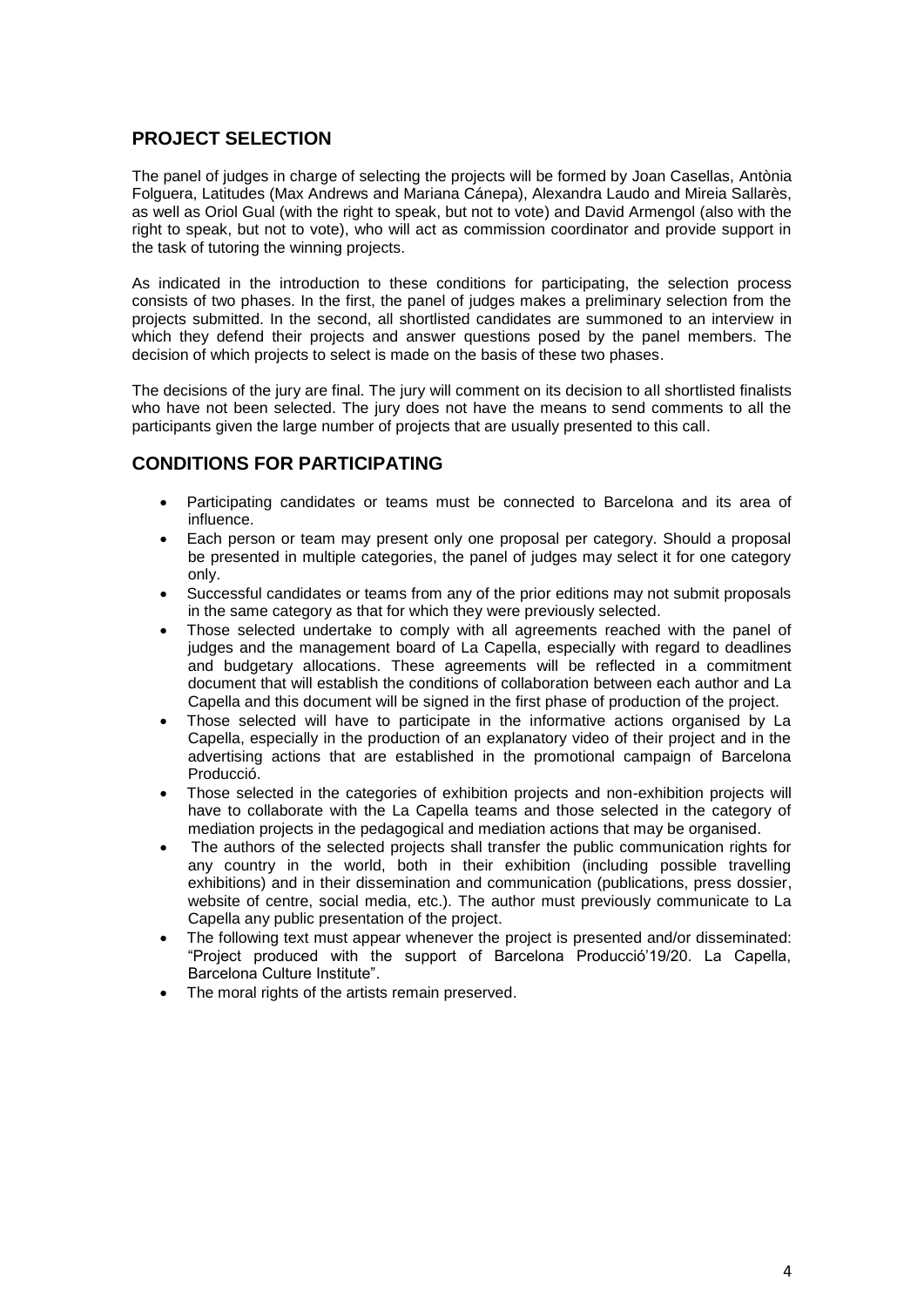## PROJECT SELECTION

The panel of judges in charge of selecting the projects will be formed by Joan Casellas, Antònia Folguera, Latitudes (Max Andrews and Mariana Cánepa), Alexandra Laudo and Mireia Sallarès, as well as Oriol Gual (with the right to speak, but not to vote) and David Armengol (also with the right to speak, but not to vote), who will act as commission coordinator and provide support in the task of tutoring the winning projects.

As indicated in the introduction to these conditions for participating, the selection process consists of two phases. In the first, the panel of judges makes a preliminary selection from the projects submitted. In the second, all shortlisted candidates are summoned to an interview in which they defend their projects and answer questions posed by the panel members. The decision of which projects to select is made on the basis of these two phases.

The decisions of the jury are final. The jury will comment on its decision to all shortlisted finalists who have not been selected. The jury does not have the means to send comments to all the participants given the large number of projects that are usually presented to this call.

## CONDITIONS FOR PARTICIPATING

- Participating candidates or teams must be connected to Barcelona and its area of influence.
- Each person or team may present only one proposal per category. Should a proposal be presented in multiple categories, the panel of judges may select it for one category only.
- Successful candidates or teams from any of the prior editions may not submit proposals in the same category as that for which they were previously selected.
- Those selected undertake to comply with all agreements reached with the panel of judges and the management board of La Capella, especially with regard to deadlines and budgetary allocations. These agreements will be reflected in a commitment document that will establish the conditions of collaboration between each author and La Capella and this document will be signed in the first phase of production of the project.
- Those selected will have to participate in the informative actions organised by La Capella, especially in the production of an explanatory video of their project and in the advertising actions that are established in the promotional campaign of Barcelona Producció.
- Those selected in the categories of exhibition projects and non-exhibition projects will have to collaborate with the La Capella teams and those selected in the category of mediation projects in the pedagogical and mediation actions that may be organised.
- The authors of the selected projects shall transfer the public communication rights for any country in the world, both in their exhibition (including possible travelling exhibitions) and in their dissemination and communication (publications, press dossier, website of centre, social media, etc.). The author must previously communicate to La Capella any public presentation of the project.
- The following text must appear whenever the project is presented and/or disseminated: "Project produced with the support of Barcelona Producció'19/20. La Capella, Barcelona Culture Institute".
- The moral rights of the artists remain preserved.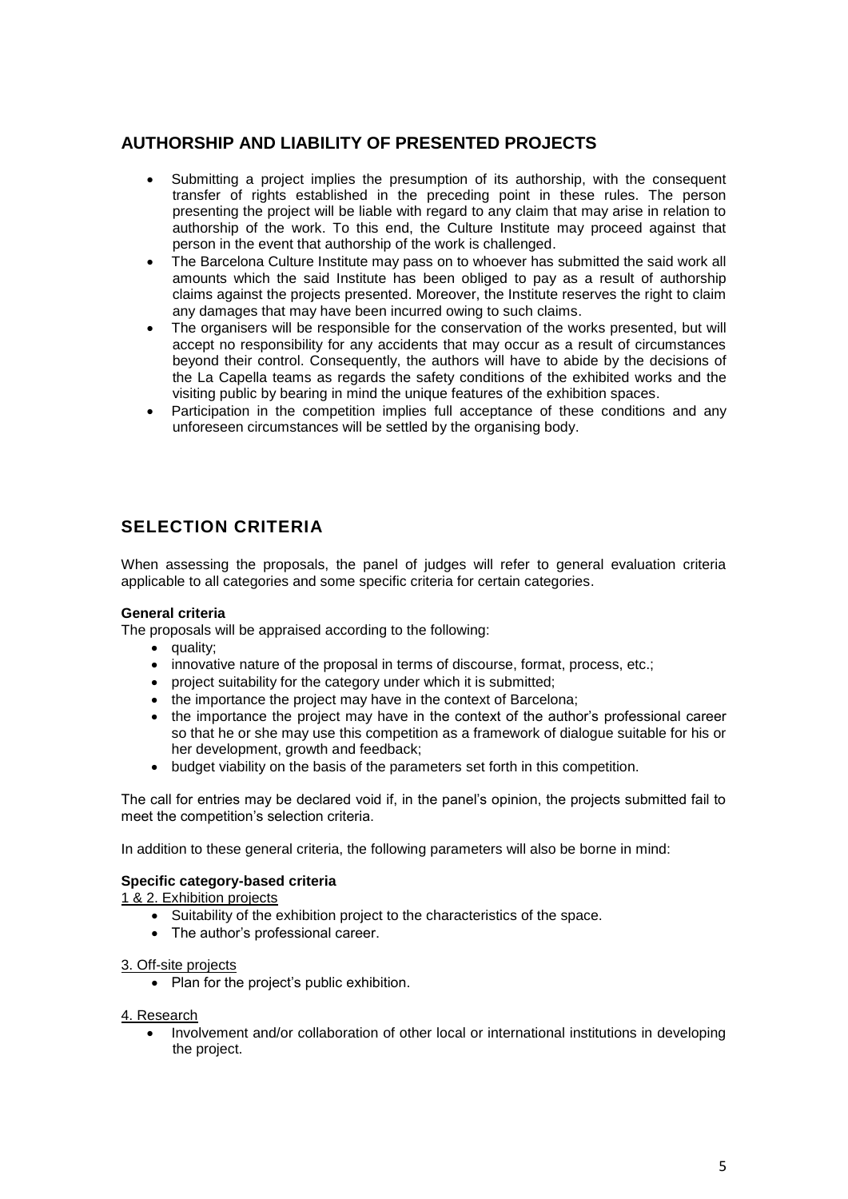## AUTHORSHIP AND LIABILITY OF PRESENTED PROJECTS

- Submitting a project implies the presumption of its authorship, with the consequent transfer of rights established in the preceding point in these rules. The person presenting the project will be liable with regard to any claim that may arise in relation to authorship of the work. To this end, the Culture Institute may proceed against that person in the event that authorship of the work is challenged.
- The Barcelona Culture Institute may pass on to whoever has submitted the said work all amounts which the said Institute has been obliged to pay as a result of authorship claims against the projects presented. Moreover, the Institute reserves the right to claim any damages that may have been incurred owing to such claims.
- The organisers will be responsible for the conservation of the works presented, but will accept no responsibility for any accidents that may occur as a result of circumstances beyond their control. Consequently, the authors will have to abide by the decisions of the La Capella teams as regards the safety conditions of the exhibited works and the visiting public by bearing in mind the unique features of the exhibition spaces.
- Participation in the competition implies full acceptance of these conditions and any unforeseen circumstances will be settled by the organising body.

## SELECTION CRITERIA

When assessing the proposals, the panel of judges will refer to general evaluation criteria applicable to all categories and some specific criteria for certain categories.

**General criteria**

The proposals will be appraised according to the following:

- quality;
- innovative nature of the proposal in terms of discourse, format, process, etc.;
- project suitability for the category under which it is submitted;
- the importance the project may have in the context of Barcelona;
- the importance the project may have in the context of the author's professional career so that he or she may use this competition as a framework of dialogue suitable for his or her development, growth and feedback;
- budget viability on the basis of the parameters set forth in this competition.

The call for entries may be declared void if, in the panel's opinion, the projects submitted fail to meet the competition's selection criteria.

In addition to these general criteria, the following parameters will also be borne in mind:

**Specific category-based criteria**

1 & 2. Exhibition projects

- Suitability of the exhibition project to the characteristics of the space.
- The author's professional career.

3. Off-site projects

- Plan for the project's public exhibition.

4. Research

- Involvement and/or collaboration of other local or international institutions in developing the project.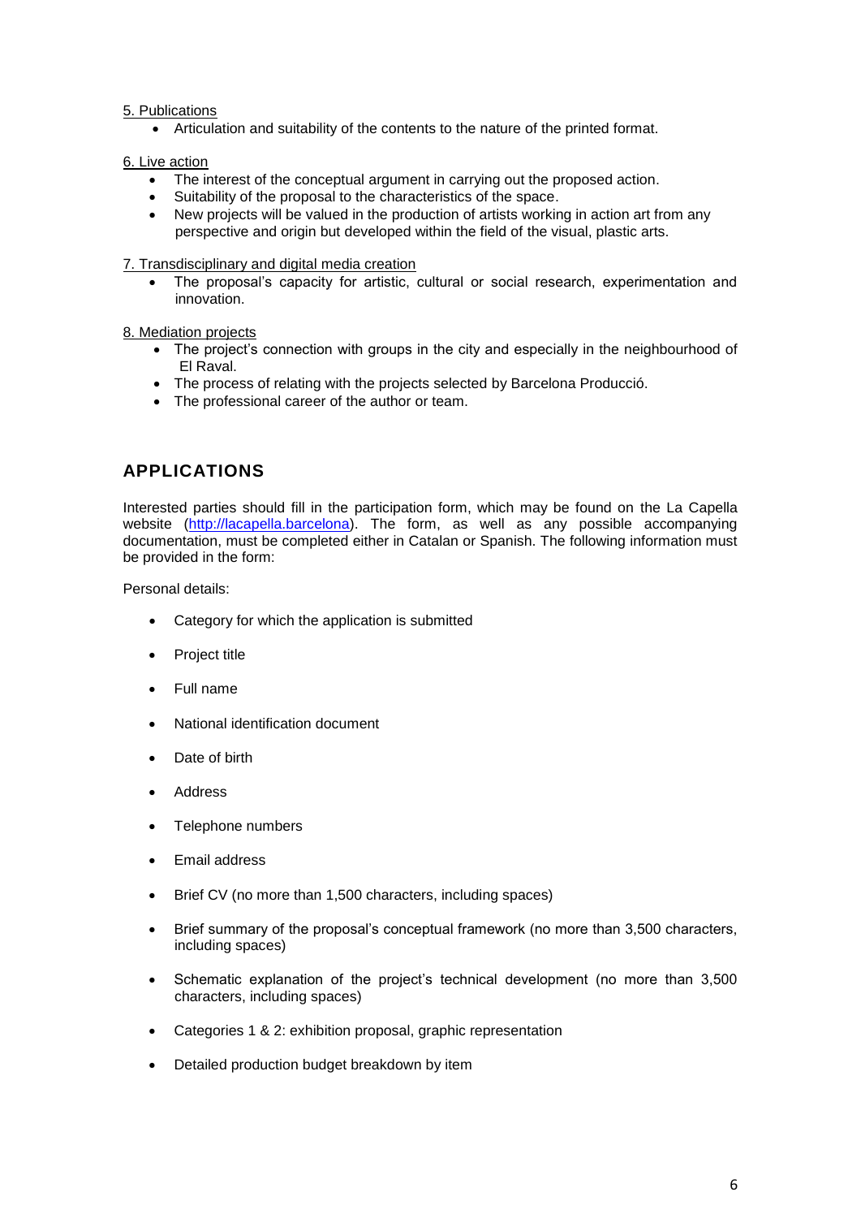5. Publications

- Articulation and suitability of the contents to the nature of the printed format.

6. Live action

- The interest of the conceptual argument in carrying out the proposed action.
- Suitability of the proposal to the characteristics of the space.
- New projects will be valued in the production of artists working in action art from any perspective and origin but developed within the field of the visual, plastic arts.

7. Transdisciplinary and digital media creation

- The proposal's capacity for artistic, cultural or social research, experimentation and innovation.

8. Mediation projects

- The project's connection with groups in the city and especially in the neighbourhood of El Raval.
- The process of relating with the projects selected by Barcelona Producció.
- The professional career of the author or team.

## APPLICATIONS

Interested parties should fill in the participation form, which may be found on the La Capella website (http://lacapella.barcelona). The form, as well as any possible accompanying documentation, must be completed either in Catalan or Spanish. The following information must be provided in the form:

Personal details:

- Category for which the application is submitted
- Project title
- Full name
- National identification document
- Date of birth
- Address
- Telephone numbers
- Email address
- Brief CV (no more than 1,500 characters, including spaces)
- Brief summary of the proposal's conceptual framework (no more than 3,500 characters, including spaces)
- Schematic explanation of the project's technical development (no more than 3,500 characters, including spaces)
- Categories 1 & 2: exhibition proposal, graphic representation
- Detailed production budget breakdown by item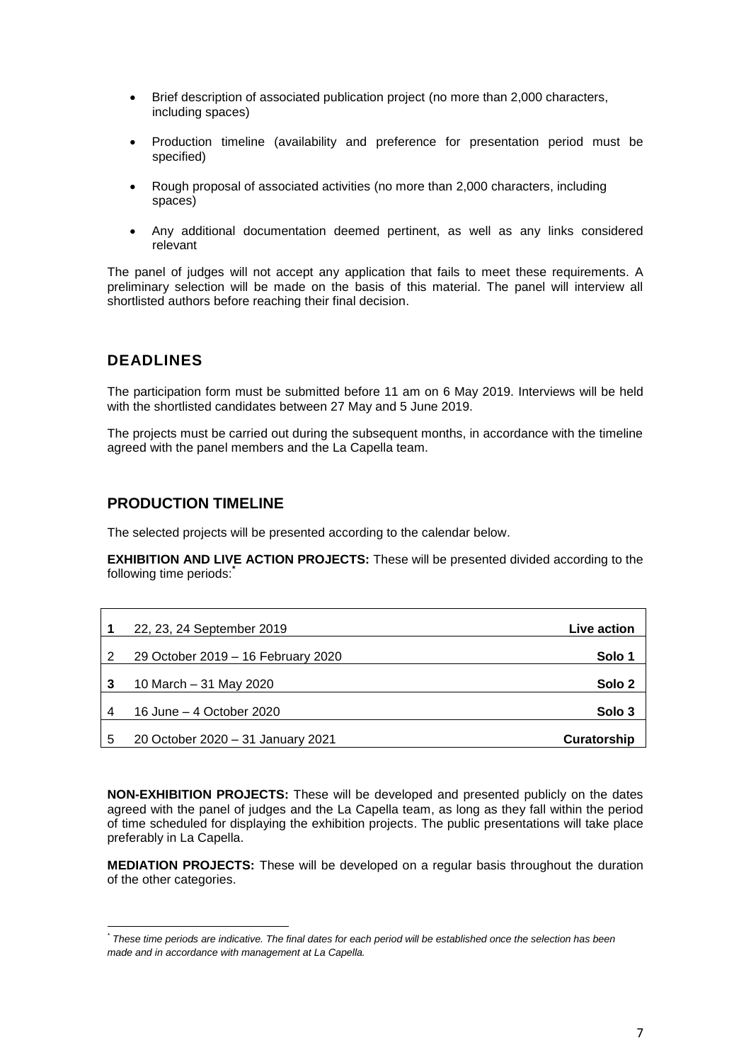- Brief description of associated publication project (no more than 2,000 characters, including spaces)
- Production timeline (availability and preference for presentation period must be specified)
- Rough proposal of associated activities (no more than 2,000 characters, including spaces)
- Any additional documentation deemed pertinent, as well as any links considered relevant

The panel of judges will not accept any application that fails to meet these requirements. A preliminary selection will be made on the basis of this material. The panel will interview all shortlisted authors before reaching their final decision.

## DEADLINES

The participation form must be submitted before 11 am on 6 May 2019. Interviews will be held with the shortlisted candidates between 27 May and 5 June 2019.

The projects must be carried out during the subsequent months, in accordance with the timeline agreed with the panel members and the La Capella team.

## PRODUCTION TIMELINE

The selected projects will be presented according to the calendar below.

**EXHIBITION AND LIVE ACTION PROJECTS:** These will be presented divided according to the following time periods:[*]

| | | |
|---|---|---|
| **1** | 22, 23, 24 September 2019 | **Live action** |
| 2 | 29 October 2019 – 16 February 2020 | **Solo 1** |
| **3** | 10 March – 31 May 2020 | **Solo 2** |
| 4 | 16 June – 4 October 2020 | **Solo 3** |
| 5 | 20 October 2020 – 31 January 2021 | **Curatorship** |

**NON-EXHIBITION PROJECTS:** These will be developed and presented publicly on the dates agreed with the panel of judges and the La Capella team, as long as they fall within the period of time scheduled for displaying the exhibition projects. The public presentations will take place preferably in La Capella.

**MEDIATION PROJECTS:** These will be developed on a regular basis throughout the duration of the other categories.

[*] *These time periods are indicative. The final dates for each period will be established once the selection has been made and in accordance with management at La Capella.*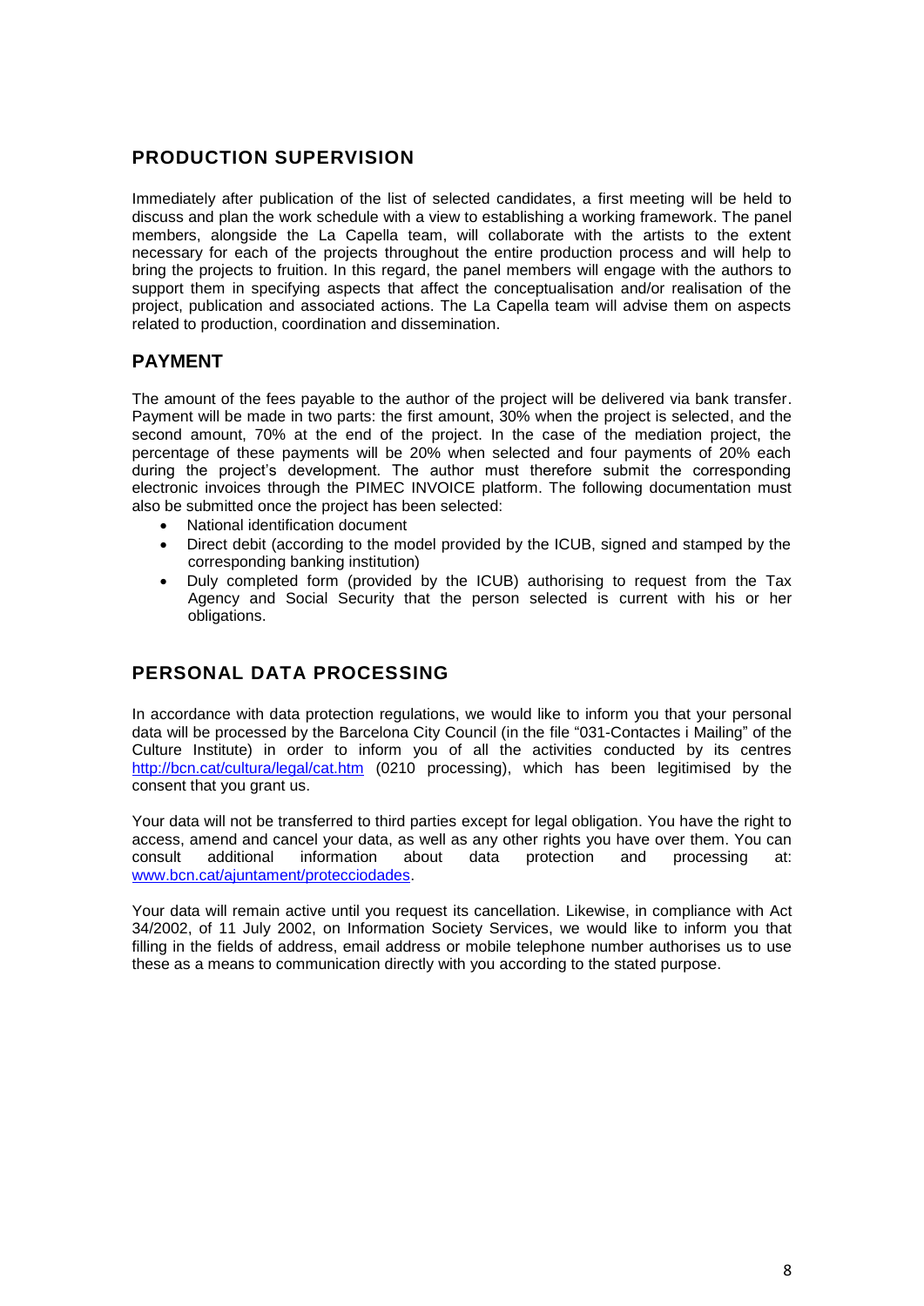## PRODUCTION SUPERVISION

Immediately after publication of the list of selected candidates, a first meeting will be held to discuss and plan the work schedule with a view to establishing a working framework. The panel members, alongside the La Capella team, will collaborate with the artists to the extent necessary for each of the projects throughout the entire production process and will help to bring the projects to fruition. In this regard, the panel members will engage with the authors to support them in specifying aspects that affect the conceptualisation and/or realisation of the project, publication and associated actions. The La Capella team will advise them on aspects related to production, coordination and dissemination.

## PAYMENT

The amount of the fees payable to the author of the project will be delivered via bank transfer. Payment will be made in two parts: the first amount, 30% when the project is selected, and the second amount, 70% at the end of the project. In the case of the mediation project, the percentage of these payments will be 20% when selected and four payments of 20% each during the project's development. The author must therefore submit the corresponding electronic invoices through the PIMEC INVOICE platform. The following documentation must also be submitted once the project has been selected:

- National identification document
- Direct debit (according to the model provided by the ICUB, signed and stamped by the corresponding banking institution)
- Duly completed form (provided by the ICUB) authorising to request from the Tax Agency and Social Security that the person selected is current with his or her obligations.

## PERSONAL DATA PROCESSING

In accordance with data protection regulations, we would like to inform you that your personal data will be processed by the Barcelona City Council (in the file "031-Contactes i Mailing" of the Culture Institute) in order to inform you of all the activities conducted by its centres http://bcn.cat/cultura/legal/cat.htm (0210 processing), which has been legitimised by the consent that you grant us.

Your data will not be transferred to third parties except for legal obligation. You have the right to access, amend and cancel your data, as well as any other rights you have over them. You can consult additional information about data protection and processing at: www.bcn.cat/ajuntament/protecciodades.

Your data will remain active until you request its cancellation. Likewise, in compliance with Act 34/2002, of 11 July 2002, on Information Society Services, we would like to inform you that filling in the fields of address, email address or mobile telephone number authorises us to use these as a means to communication directly with you according to the stated purpose.